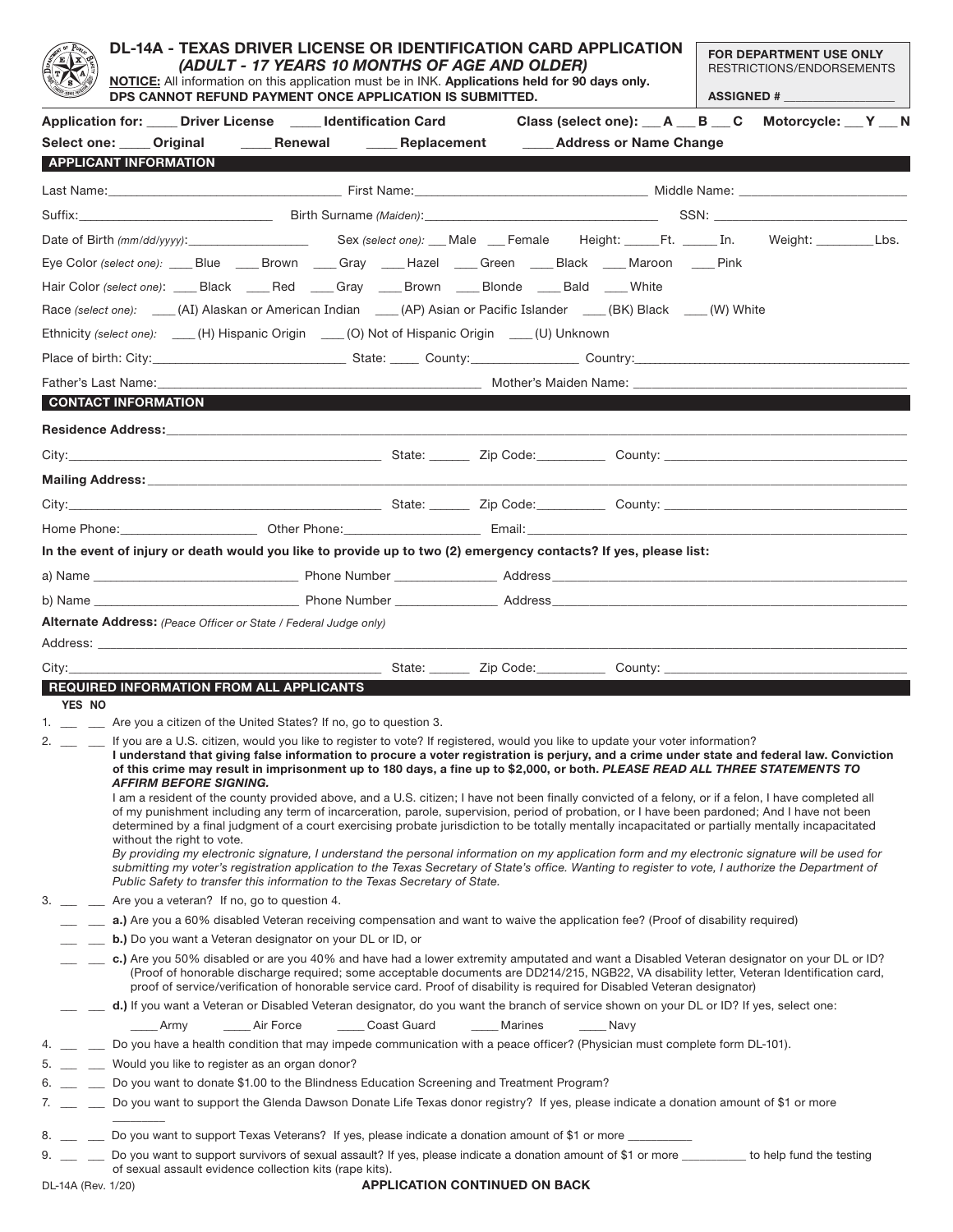# DL-14A - TEXAS DRIVER LICENSE OR IDENTIFICATION CARD APPLICATION

## *(ADULT - 17 YEARS 10 MONTHS OF AGE AND OLDER)*

**NOTICE:** All information on this application must be in INK. **Applications held for 90 days only. DPS CANNOT REFUND PAYMENT ONCE APPLICATION IS SUBMITTED.**

**FOR DEPARTMENT USE ONLY**
RESTRICTIONS/ENDORSEMENTS

**ASSIGNED #** ________________

**Application for:** ____ **Driver License** ____ **Identification Card** **Class (select one):** __ **A** __ **B** __ **C** **Motorcycle:** __ **Y** __ **N**

**Select one:** ____ **Original** ____ **Renewal** ____ **Replacement** ____ **Address or Name Change**

## APPLICANT INFORMATION

Last Name:______________________ First Name:______________________ Middle Name: ______________________

Suffix:______________________ Birth Surname *(Maiden)*:______________________ SSN: ______________________

Date of Birth *(mm/dd/yyyy)*:______________ Sex *(select one)*: __ Male __ Female Height: _____Ft. _____ In. Weight: ________Lbs.

Eye Color *(select one)*: ____ Blue ____ Brown ____ Gray ____ Hazel ____ Green ____ Black ____ Maroon ____ Pink

Hair Color *(select one)*: ____ Black ____ Red ____ Gray ____ Brown ____ Blonde ____ Bald ____ White

Race *(select one)*: ____ (AI) Alaskan or American Indian ____ (AP) Asian or Pacific Islander ____ (BK) Black ____ (W) White

Ethnicity *(select one)*: ____ (H) Hispanic Origin ____ (O) Not of Hispanic Origin ____ (U) Unknown

Place of birth: City:______________________ State: ____ County:______________ Country:______________________

Father's Last Name:______________________ Mother's Maiden Name: ______________________

## CONTACT INFORMATION

**Residence Address:**______________________________________________

City:______________________ State: ______ Zip Code:__________ County: ______________________

**Mailing Address:** ______________________________________________

City:______________________ State: ______ Zip Code:__________ County: ______________________

Home Phone:______________ Other Phone:______________ Email:______________________

**In the event of injury or death would you like to provide up to two (2) emergency contacts? If yes, please list:**

a) Name ______________________ Phone Number ______________ Address______________________

b) Name ______________________ Phone Number ______________ Address______________________

**Alternate Address:** *(Peace Officer or State / Federal Judge only)*

Address: ______________________________________________

City:______________________ State: ______ Zip Code:__________ County: ______________________

## REQUIRED INFORMATION FROM ALL APPLICANTS

**YES NO**

1. __ __ Are you a citizen of the United States? If no, go to question 3.
2. __ __ If you are a U.S. citizen, would you like to register to vote? If registered, would you like to update your voter information?
   **I understand that giving false information to procure a voter registration is perjury, and a crime under state and federal law. Conviction of this crime may result in imprisonment up to 180 days, a fine up to $2,000, or both. *PLEASE READ ALL THREE STATEMENTS TO AFFIRM BEFORE SIGNING.***
   I am a resident of the county provided above, and a U.S. citizen; I have not been finally convicted of a felony, or if a felon, I have completed all of my punishment including any term of incarceration, parole, supervision, period of probation, or I have been pardoned; And I have not been determined by a final judgment of a court exercising probate jurisdiction to be totally mentally incapacitated or partially mentally incapacitated without the right to vote.
   *By providing my electronic signature, I understand the personal information on my application form and my electronic signature will be used for submitting my voter's registration application to the Texas Secretary of State's office. Wanting to register to vote, I authorize the Department of Public Safety to transfer this information to the Texas Secretary of State.*
3. __ __ Are you a veteran? If no, go to question 4.
   - __ __ **a.)** Are you a 60% disabled Veteran receiving compensation and want to waive the application fee? (Proof of disability required)
   - __ __ **b.)** Do you want a Veteran designator on your DL or ID, or
   - __ __ **c.)** Are you 50% disabled or are you 40% and have had a lower extremity amputated and want a Disabled Veteran designator on your DL or ID? (Proof of honorable discharge required; some acceptable documents are DD214/215, NGB22, VA disability letter, Veteran Identification card, proof of service/verification of honorable service card. Proof of disability is required for Disabled Veteran designator)
   - __ __ **d.)** If you want a Veteran or Disabled Veteran designator, do you want the branch of service shown on your DL or ID? If yes, select one:
     ____ Army ____ Air Force ____ Coast Guard ____ Marines ____ Navy
4. __ __ Do you have a health condition that may impede communication with a peace officer? (Physician must complete form DL-101).
5. __ __ Would you like to register as an organ donor?
6. __ __ Do you want to donate $1.00 to the Blindness Education Screening and Treatment Program?
7. __ __ Do you want to support the Glenda Dawson Donate Life Texas donor registry? If yes, please indicate a donation amount of $1 or more ________
8. __ __ Do you want to support Texas Veterans? If yes, please indicate a donation amount of $1 or more __________
9. __ __ Do you want to support survivors of sexual assault? If yes, please indicate a donation amount of $1 or more __________ to help fund the testing of sexual assault evidence collection kits (rape kits).

DL-14A (Rev. 1/20) **APPLICATION CONTINUED ON BACK**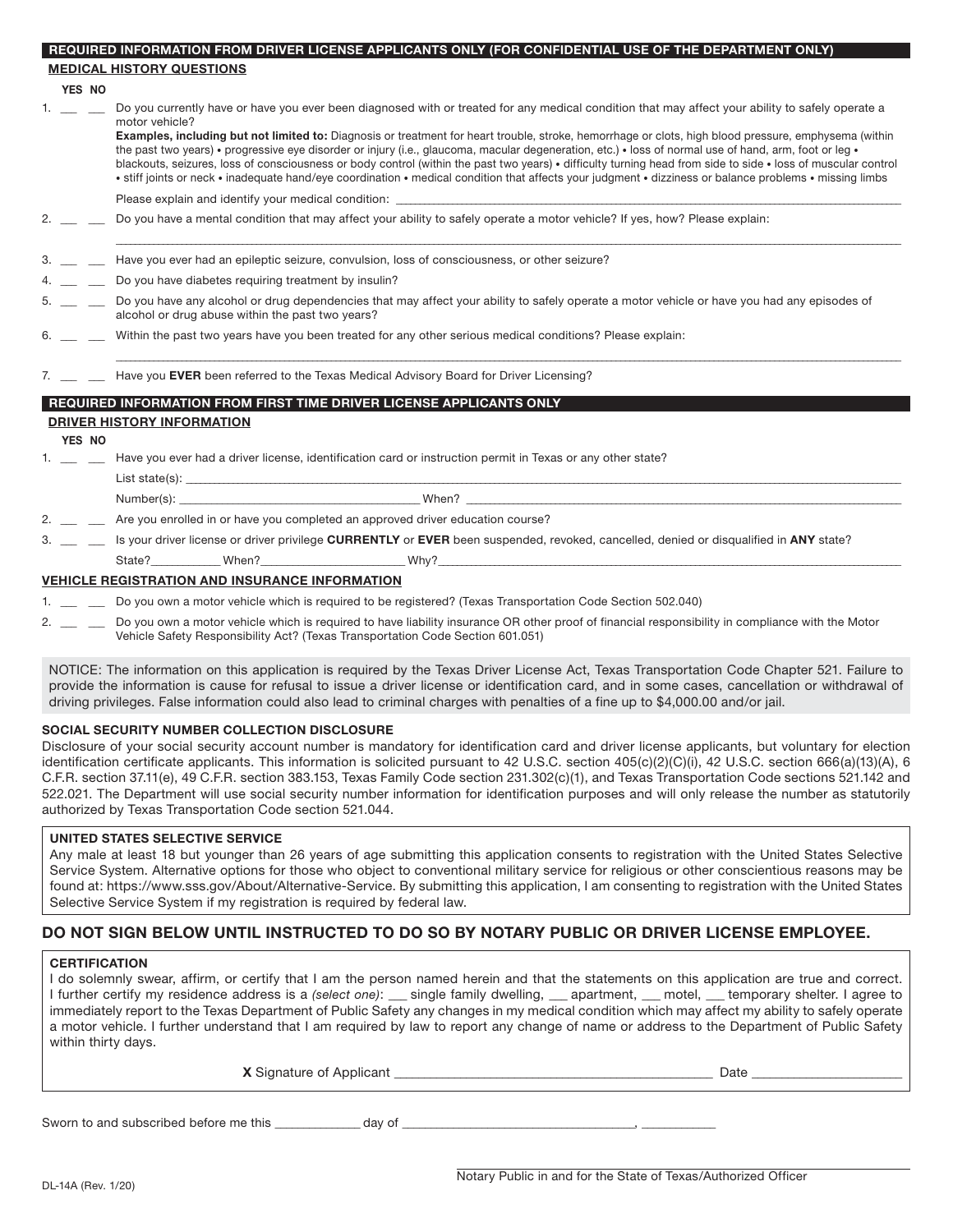## REQUIRED INFORMATION FROM DRIVER LICENSE APPLICANTS ONLY (FOR CONFIDENTIAL USE OF THE DEPARTMENT ONLY)

### MEDICAL HISTORY QUESTIONS

YES NO

1. ___ ___ Do you currently have or have you ever been diagnosed with or treated for any medical condition that may affect your ability to safely operate a motor vehicle?

   **Examples, including but not limited to:** Diagnosis or treatment for heart trouble, stroke, hemorrhage or clots, high blood pressure, emphysema (within the past two years) • progressive eye disorder or injury (i.e., glaucoma, macular degeneration, etc.) • loss of normal use of hand, arm, foot or leg • blackouts, seizures, loss of consciousness or body control (within the past two years) • difficulty turning head from side to side • loss of muscular control • stiff joints or neck • inadequate hand/eye coordination • medical condition that affects your judgment • dizziness or balance problems • missing limbs

   Please explain and identify your medical condition: ______________________________

2. ___ ___ Do you have a mental condition that may affect your ability to safely operate a motor vehicle? If yes, how? Please explain:

   ______________________________

3. ___ ___ Have you ever had an epileptic seizure, convulsion, loss of consciousness, or other seizure?
4. ___ ___ Do you have diabetes requiring treatment by insulin?
5. ___ ___ Do you have any alcohol or drug dependencies that may affect your ability to safely operate a motor vehicle or have you had any episodes of alcohol or drug abuse within the past two years?
6. ___ ___ Within the past two years have you been treated for any other serious medical conditions? Please explain:

   ______________________________

7. ___ ___ Have you **EVER** been referred to the Texas Medical Advisory Board for Driver Licensing?

## REQUIRED INFORMATION FROM FIRST TIME DRIVER LICENSE APPLICANTS ONLY

### DRIVER HISTORY INFORMATION

YES NO

1. ___ ___ Have you ever had a driver license, identification card or instruction permit in Texas or any other state?

   List state(s): ______________________________

   Number(s): ______________________ When? ______________________

2. ___ ___ Are you enrolled in or have you completed an approved driver education course?
3. ___ ___ Is your driver license or driver privilege **CURRENTLY** or **EVER** been suspended, revoked, cancelled, denied or disqualified in **ANY** state?

   State?__________ When?______________________ Why?______________________

### VEHICLE REGISTRATION AND INSURANCE INFORMATION

1. ___ ___ Do you own a motor vehicle which is required to be registered? (Texas Transportation Code Section 502.040)
2. ___ ___ Do you own a motor vehicle which is required to have liability insurance OR other proof of financial responsibility in compliance with the Motor Vehicle Safety Responsibility Act? (Texas Transportation Code Section 601.051)

NOTICE: The information on this application is required by the Texas Driver License Act, Texas Transportation Code Chapter 521. Failure to provide the information is cause for refusal to issue a driver license or identification card, and in some cases, cancellation or withdrawal of driving privileges. False information could also lead to criminal charges with penalties of a fine up to $4,000.00 and/or jail.

### SOCIAL SECURITY NUMBER COLLECTION DISCLOSURE

Disclosure of your social security account number is mandatory for identification card and driver license applicants, but voluntary for election identification certificate applicants. This information is solicited pursuant to 42 U.S.C. section 405(c)(2)(C)(i), 42 U.S.C. section 666(a)(13)(A), 6 C.F.R. section 37.11(e), 49 C.F.R. section 383.153, Texas Family Code section 231.302(c)(1), and Texas Transportation Code sections 521.142 and 522.021. The Department will use social security number information for identification purposes and will only release the number as statutorily authorized by Texas Transportation Code section 521.044.

### UNITED STATES SELECTIVE SERVICE

Any male at least 18 but younger than 26 years of age submitting this application consents to registration with the United States Selective Service System. Alternative options for those who object to conventional military service for religious or other conscientious reasons may be found at: https://www.sss.gov/About/Alternative-Service. By submitting this application, I am consenting to registration with the United States Selective Service System if my registration is required by federal law.

## DO NOT SIGN BELOW UNTIL INSTRUCTED TO DO SO BY NOTARY PUBLIC OR DRIVER LICENSE EMPLOYEE.

### CERTIFICATION

I do solemnly swear, affirm, or certify that I am the person named herein and that the statements on this application are true and correct. I further certify my residence address is a *(select one)*: ___ single family dwelling, ___ apartment, ___ motel, ___ temporary shelter. I agree to immediately report to the Texas Department of Public Safety any changes in my medical condition which may affect my ability to safely operate a motor vehicle. I further understand that I am required by law to report any change of name or address to the Department of Public Safety within thirty days.

**X** Signature of Applicant ______________________________ Date ____________________

Sworn to and subscribed before me this ____________ day of ______________________________, __________

______________________________
Notary Public in and for the State of Texas/Authorized Officer

DL-14A (Rev. 1/20)